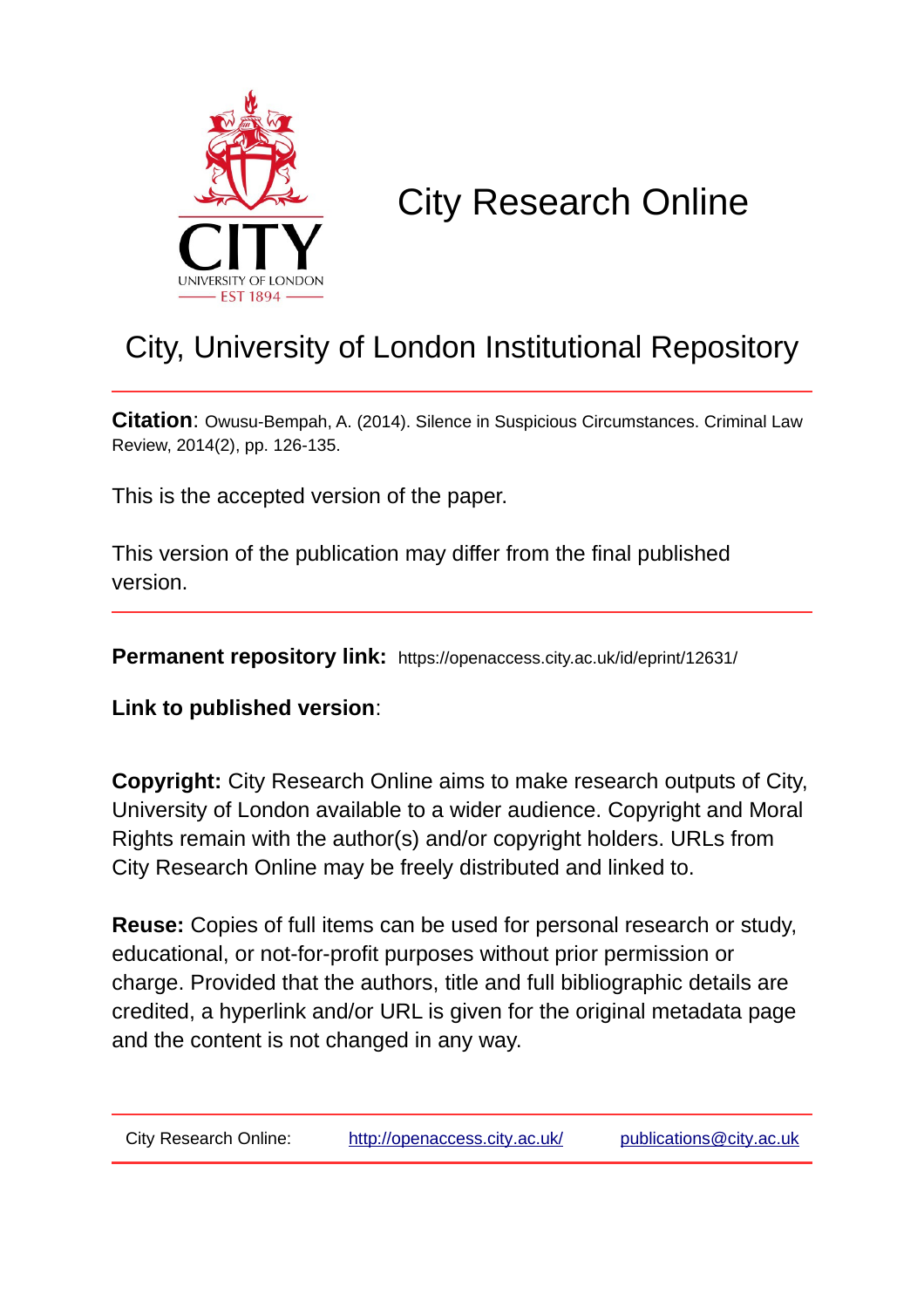# City Research Online

## City, University of London Institutional Repository

**Citation**: Owusu-Bempah, A. (2014). Silence in Suspicious Circumstances. Criminal Law Review, 2014(2), pp. 126-135.

This is the accepted version of the paper.

This version of the publication may differ from the final published version.

**Permanent repository link:** https://openaccess.city.ac.uk/id/eprint/12631/

**Link to published version**:

**Copyright:** City Research Online aims to make research outputs of City, University of London available to a wider audience. Copyright and Moral Rights remain with the author(s) and/or copyright holders. URLs from City Research Online may be freely distributed and linked to.

**Reuse:** Copies of full items can be used for personal research or study, educational, or not-for-profit purposes without prior permission or charge. Provided that the authors, title and full bibliographic details are credited, a hyperlink and/or URL is given for the original metadata page and the content is not changed in any way.

City Research Online: http://openaccess.city.ac.uk/ publications@city.ac.uk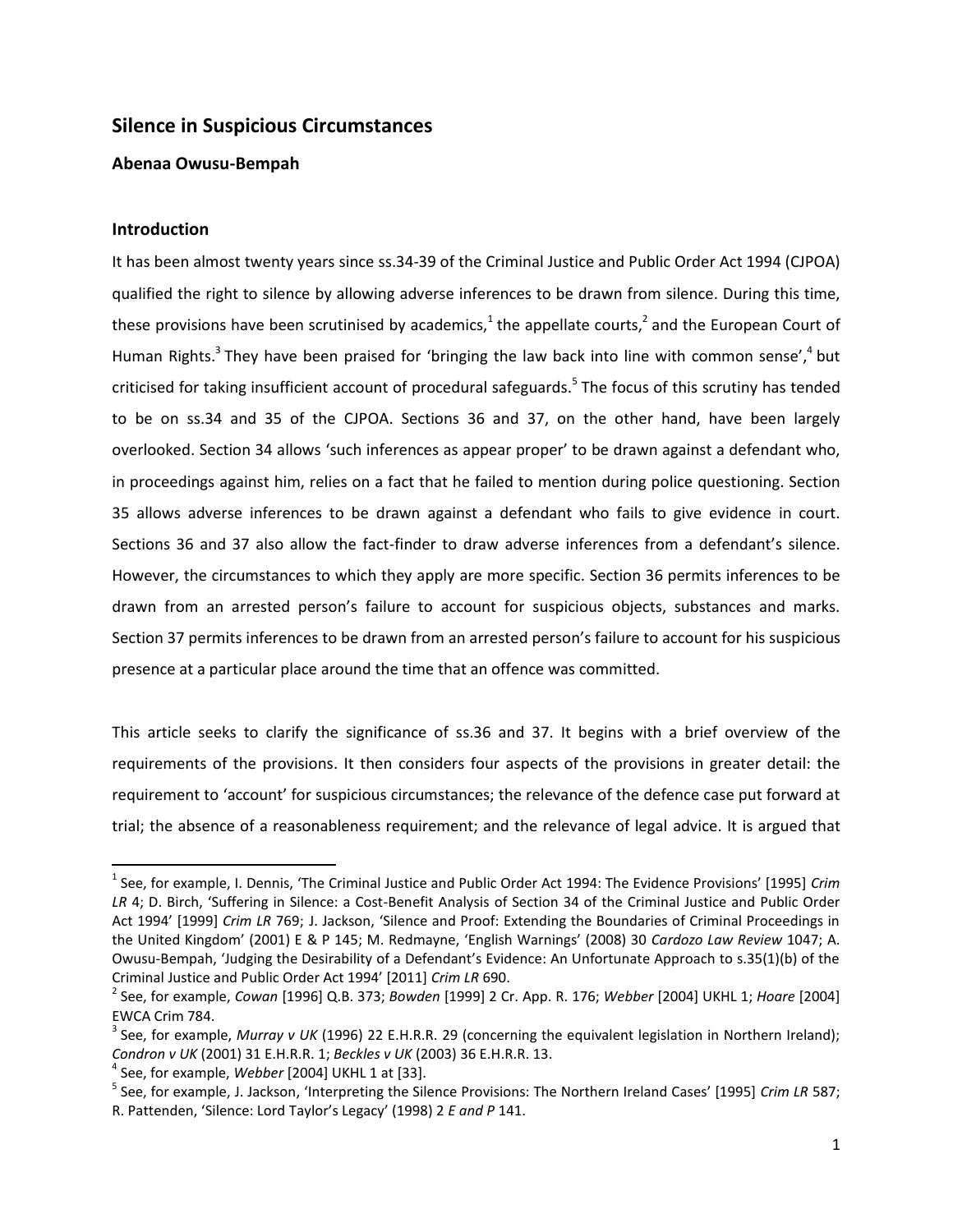## Silence in Suspicious Circumstances

### Abenaa Owusu-Bempah

### Introduction

It has been almost twenty years since ss.34-39 of the Criminal Justice and Public Order Act 1994 (CJPOA) qualified the right to silence by allowing adverse inferences to be drawn from silence. During this time, these provisions have been scrutinised by academics,[1] the appellate courts,[2] and the European Court of Human Rights.[3] They have been praised for 'bringing the law back into line with common sense',[4] but criticised for taking insufficient account of procedural safeguards.[5] The focus of this scrutiny has tended to be on ss.34 and 35 of the CJPOA. Sections 36 and 37, on the other hand, have been largely overlooked. Section 34 allows 'such inferences as appear proper' to be drawn against a defendant who, in proceedings against him, relies on a fact that he failed to mention during police questioning. Section 35 allows adverse inferences to be drawn against a defendant who fails to give evidence in court. Sections 36 and 37 also allow the fact-finder to draw adverse inferences from a defendant's silence. However, the circumstances to which they apply are more specific. Section 36 permits inferences to be drawn from an arrested person's failure to account for suspicious objects, substances and marks. Section 37 permits inferences to be drawn from an arrested person's failure to account for his suspicious presence at a particular place around the time that an offence was committed.

This article seeks to clarify the significance of ss.36 and 37. It begins with a brief overview of the requirements of the provisions. It then considers four aspects of the provisions in greater detail: the requirement to 'account' for suspicious circumstances; the relevance of the defence case put forward at trial; the absence of a reasonableness requirement; and the relevance of legal advice. It is argued that

---

[1] See, for example, I. Dennis, 'The Criminal Justice and Public Order Act 1994: The Evidence Provisions' [1995] *Crim LR* 4; D. Birch, 'Suffering in Silence: a Cost-Benefit Analysis of Section 34 of the Criminal Justice and Public Order Act 1994' [1999] *Crim LR* 769; J. Jackson, 'Silence and Proof: Extending the Boundaries of Criminal Proceedings in the United Kingdom' (2001) E & P 145; M. Redmayne, 'English Warnings' (2008) 30 *Cardozo Law Review* 1047; A. Owusu-Bempah, 'Judging the Desirability of a Defendant's Evidence: An Unfortunate Approach to s.35(1)(b) of the Criminal Justice and Public Order Act 1994' [2011] *Crim LR* 690.

[2] See, for example, *Cowan* [1996] Q.B. 373; *Bowden* [1999] 2 Cr. App. R. 176; *Webber* [2004] UKHL 1; *Hoare* [2004] EWCA Crim 784.

[3] See, for example, *Murray v UK* (1996) 22 E.H.R.R. 29 (concerning the equivalent legislation in Northern Ireland); *Condron v UK* (2001) 31 E.H.R.R. 1; *Beckles v UK* (2003) 36 E.H.R.R. 13.

[4] See, for example, *Webber* [2004] UKHL 1 at [33].

[5] See, for example, J. Jackson, 'Interpreting the Silence Provisions: The Northern Ireland Cases' [1995] *Crim LR* 587; R. Pattenden, 'Silence: Lord Taylor's Legacy' (1998) 2 *E and P* 141.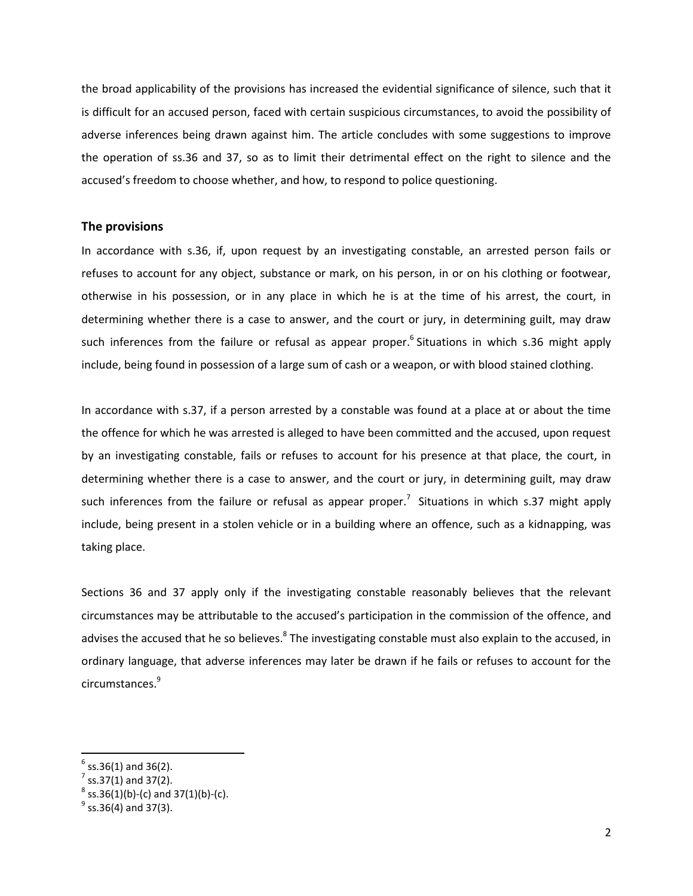the broad applicability of the provisions has increased the evidential significance of silence, such that it is difficult for an accused person, faced with certain suspicious circumstances, to avoid the possibility of adverse inferences being drawn against him. The article concludes with some suggestions to improve the operation of ss.36 and 37, so as to limit their detrimental effect on the right to silence and the accused's freedom to choose whether, and how, to respond to police questioning.

## The provisions

In accordance with s.36, if, upon request by an investigating constable, an arrested person fails or refuses to account for any object, substance or mark, on his person, in or on his clothing or footwear, otherwise in his possession, or in any place in which he is at the time of his arrest, the court, in determining whether there is a case to answer, and the court or jury, in determining guilt, may draw such inferences from the failure or refusal as appear proper.[6] Situations in which s.36 might apply include, being found in possession of a large sum of cash or a weapon, or with blood stained clothing.

In accordance with s.37, if a person arrested by a constable was found at a place at or about the time the offence for which he was arrested is alleged to have been committed and the accused, upon request by an investigating constable, fails or refuses to account for his presence at that place, the court, in determining whether there is a case to answer, and the court or jury, in determining guilt, may draw such inferences from the failure or refusal as appear proper.[7] Situations in which s.37 might apply include, being present in a stolen vehicle or in a building where an offence, such as a kidnapping, was taking place.

Sections 36 and 37 apply only if the investigating constable reasonably believes that the relevant circumstances may be attributable to the accused's participation in the commission of the offence, and advises the accused that he so believes.[8] The investigating constable must also explain to the accused, in ordinary language, that adverse inferences may later be drawn if he fails or refuses to account for the circumstances.[9]

---

[6] ss.36(1) and 36(2).

[7] ss.37(1) and 37(2).

[8] ss.36(1)(b)-(c) and 37(1)(b)-(c).

[9] ss.36(4) and 37(3).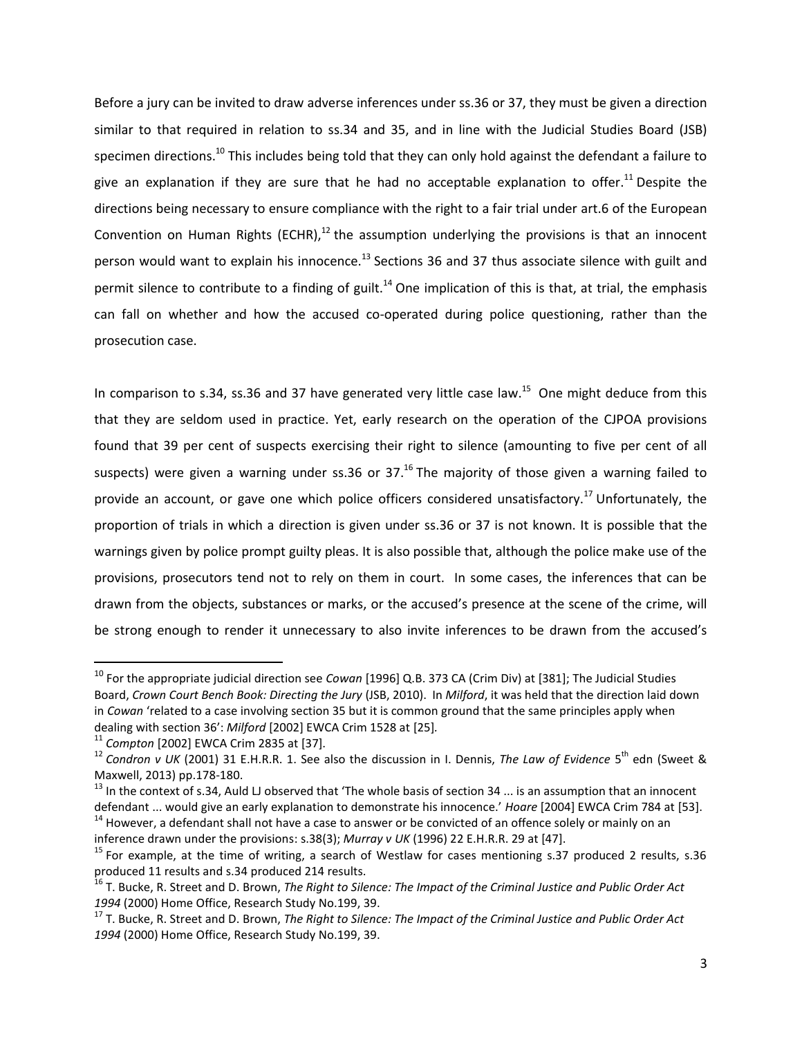Before a jury can be invited to draw adverse inferences under ss.36 or 37, they must be given a direction similar to that required in relation to ss.34 and 35, and in line with the Judicial Studies Board (JSB) specimen directions.[10] This includes being told that they can only hold against the defendant a failure to give an explanation if they are sure that he had no acceptable explanation to offer.[11] Despite the directions being necessary to ensure compliance with the right to a fair trial under art.6 of the European Convention on Human Rights (ECHR),[12] the assumption underlying the provisions is that an innocent person would want to explain his innocence.[13] Sections 36 and 37 thus associate silence with guilt and permit silence to contribute to a finding of guilt.[14] One implication of this is that, at trial, the emphasis can fall on whether and how the accused co-operated during police questioning, rather than the prosecution case.

In comparison to s.34, ss.36 and 37 have generated very little case law.[15] One might deduce from this that they are seldom used in practice. Yet, early research on the operation of the CJPOA provisions found that 39 per cent of suspects exercising their right to silence (amounting to five per cent of all suspects) were given a warning under ss.36 or 37.[16] The majority of those given a warning failed to provide an account, or gave one which police officers considered unsatisfactory.[17] Unfortunately, the proportion of trials in which a direction is given under ss.36 or 37 is not known. It is possible that the warnings given by police prompt guilty pleas. It is also possible that, although the police make use of the provisions, prosecutors tend not to rely on them in court. In some cases, the inferences that can be drawn from the objects, substances or marks, or the accused's presence at the scene of the crime, will be strong enough to render it unnecessary to also invite inferences to be drawn from the accused's

---

[10] For the appropriate judicial direction see *Cowan* [1996] Q.B. 373 CA (Crim Div) at [381]; The Judicial Studies Board, *Crown Court Bench Book: Directing the Jury* (JSB, 2010). In *Milford*, it was held that the direction laid down in *Cowan* 'related to a case involving section 35 but it is common ground that the same principles apply when dealing with section 36': *Milford* [2002] EWCA Crim 1528 at [25].

[11] *Compton* [2002] EWCA Crim 2835 at [37].

[12] *Condron v UK* (2001) 31 E.H.R.R. 1. See also the discussion in I. Dennis, *The Law of Evidence* 5th edn (Sweet & Maxwell, 2013) pp.178-180.

[13] In the context of s.34, Auld LJ observed that 'The whole basis of section 34 ... is an assumption that an innocent defendant ... would give an early explanation to demonstrate his innocence.' *Hoare* [2004] EWCA Crim 784 at [53].

[14] However, a defendant shall not have a case to answer or be convicted of an offence solely or mainly on an inference drawn under the provisions: s.38(3); *Murray v UK* (1996) 22 E.H.R.R. 29 at [47].

[15] For example, at the time of writing, a search of Westlaw for cases mentioning s.37 produced 2 results, s.36 produced 11 results and s.34 produced 214 results.

[16] T. Bucke, R. Street and D. Brown, *The Right to Silence: The Impact of the Criminal Justice and Public Order Act 1994* (2000) Home Office, Research Study No.199, 39.

[17] T. Bucke, R. Street and D. Brown, *The Right to Silence: The Impact of the Criminal Justice and Public Order Act 1994* (2000) Home Office, Research Study No.199, 39.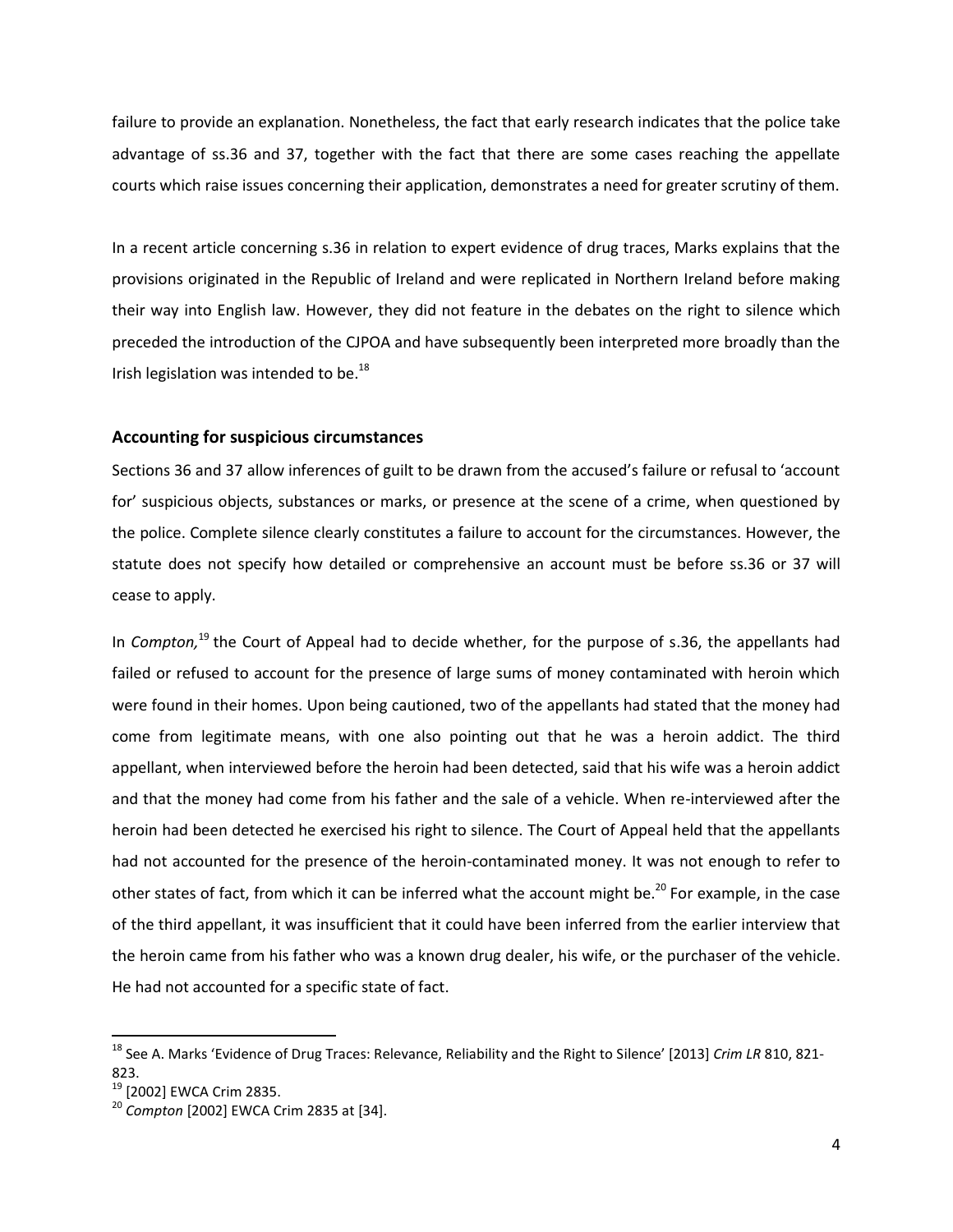failure to provide an explanation. Nonetheless, the fact that early research indicates that the police take advantage of ss.36 and 37, together with the fact that there are some cases reaching the appellate courts which raise issues concerning their application, demonstrates a need for greater scrutiny of them.

In a recent article concerning s.36 in relation to expert evidence of drug traces, Marks explains that the provisions originated in the Republic of Ireland and were replicated in Northern Ireland before making their way into English law. However, they did not feature in the debates on the right to silence which preceded the introduction of the CJPOA and have subsequently been interpreted more broadly than the Irish legislation was intended to be.[18]

### Accounting for suspicious circumstances

Sections 36 and 37 allow inferences of guilt to be drawn from the accused's failure or refusal to 'account for' suspicious objects, substances or marks, or presence at the scene of a crime, when questioned by the police. Complete silence clearly constitutes a failure to account for the circumstances. However, the statute does not specify how detailed or comprehensive an account must be before ss.36 or 37 will cease to apply.

In *Compton,*[19] the Court of Appeal had to decide whether, for the purpose of s.36, the appellants had failed or refused to account for the presence of large sums of money contaminated with heroin which were found in their homes. Upon being cautioned, two of the appellants had stated that the money had come from legitimate means, with one also pointing out that he was a heroin addict. The third appellant, when interviewed before the heroin had been detected, said that his wife was a heroin addict and that the money had come from his father and the sale of a vehicle. When re-interviewed after the heroin had been detected he exercised his right to silence. The Court of Appeal held that the appellants had not accounted for the presence of the heroin-contaminated money. It was not enough to refer to other states of fact, from which it can be inferred what the account might be.[20] For example, in the case of the third appellant, it was insufficient that it could have been inferred from the earlier interview that the heroin came from his father who was a known drug dealer, his wife, or the purchaser of the vehicle. He had not accounted for a specific state of fact.

---

[18] See A. Marks 'Evidence of Drug Traces: Relevance, Reliability and the Right to Silence' [2013] *Crim LR* 810, 821-823.

[19] [2002] EWCA Crim 2835.

[20] *Compton* [2002] EWCA Crim 2835 at [34].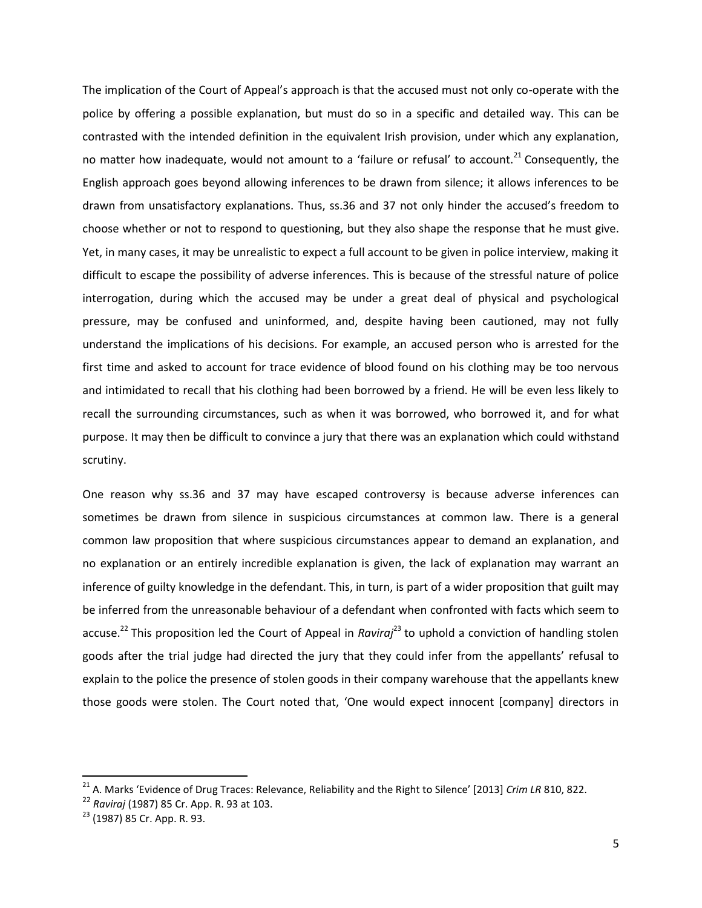The implication of the Court of Appeal's approach is that the accused must not only co-operate with the police by offering a possible explanation, but must do so in a specific and detailed way. This can be contrasted with the intended definition in the equivalent Irish provision, under which any explanation, no matter how inadequate, would not amount to a 'failure or refusal' to account.[21] Consequently, the English approach goes beyond allowing inferences to be drawn from silence; it allows inferences to be drawn from unsatisfactory explanations. Thus, ss.36 and 37 not only hinder the accused's freedom to choose whether or not to respond to questioning, but they also shape the response that he must give. Yet, in many cases, it may be unrealistic to expect a full account to be given in police interview, making it difficult to escape the possibility of adverse inferences. This is because of the stressful nature of police interrogation, during which the accused may be under a great deal of physical and psychological pressure, may be confused and uninformed, and, despite having been cautioned, may not fully understand the implications of his decisions. For example, an accused person who is arrested for the first time and asked to account for trace evidence of blood found on his clothing may be too nervous and intimidated to recall that his clothing had been borrowed by a friend. He will be even less likely to recall the surrounding circumstances, such as when it was borrowed, who borrowed it, and for what purpose. It may then be difficult to convince a jury that there was an explanation which could withstand scrutiny.

One reason why ss.36 and 37 may have escaped controversy is because adverse inferences can sometimes be drawn from silence in suspicious circumstances at common law. There is a general common law proposition that where suspicious circumstances appear to demand an explanation, and no explanation or an entirely incredible explanation is given, the lack of explanation may warrant an inference of guilty knowledge in the defendant. This, in turn, is part of a wider proposition that guilt may be inferred from the unreasonable behaviour of a defendant when confronted with facts which seem to accuse.[22] This proposition led the Court of Appeal in *Raviraj*[23] to uphold a conviction of handling stolen goods after the trial judge had directed the jury that they could infer from the appellants' refusal to explain to the police the presence of stolen goods in their company warehouse that the appellants knew those goods were stolen. The Court noted that, 'One would expect innocent [company] directors in

---

[21] A. Marks 'Evidence of Drug Traces: Relevance, Reliability and the Right to Silence' [2013] *Crim LR* 810, 822.

[22] *Raviraj* (1987) 85 Cr. App. R. 93 at 103.

[23] (1987) 85 Cr. App. R. 93.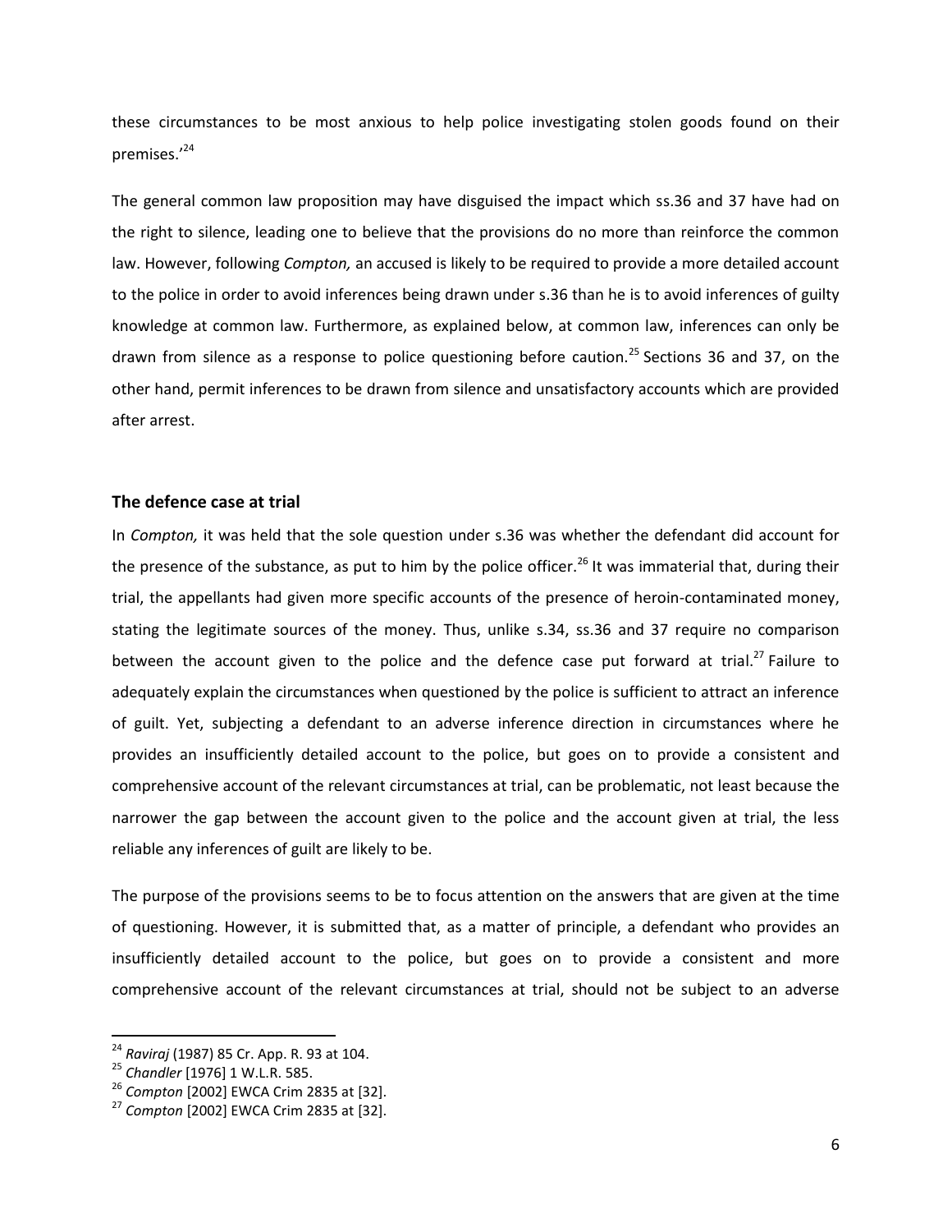these circumstances to be most anxious to help police investigating stolen goods found on their premises.'[24]

The general common law proposition may have disguised the impact which ss.36 and 37 have had on the right to silence, leading one to believe that the provisions do no more than reinforce the common law. However, following *Compton,* an accused is likely to be required to provide a more detailed account to the police in order to avoid inferences being drawn under s.36 than he is to avoid inferences of guilty knowledge at common law. Furthermore, as explained below, at common law, inferences can only be drawn from silence as a response to police questioning before caution.[25] Sections 36 and 37, on the other hand, permit inferences to be drawn from silence and unsatisfactory accounts which are provided after arrest.

## The defence case at trial

In *Compton,* it was held that the sole question under s.36 was whether the defendant did account for the presence of the substance, as put to him by the police officer.[26] It was immaterial that, during their trial, the appellants had given more specific accounts of the presence of heroin-contaminated money, stating the legitimate sources of the money. Thus, unlike s.34, ss.36 and 37 require no comparison between the account given to the police and the defence case put forward at trial.[27] Failure to adequately explain the circumstances when questioned by the police is sufficient to attract an inference of guilt. Yet, subjecting a defendant to an adverse inference direction in circumstances where he provides an insufficiently detailed account to the police, but goes on to provide a consistent and comprehensive account of the relevant circumstances at trial, can be problematic, not least because the narrower the gap between the account given to the police and the account given at trial, the less reliable any inferences of guilt are likely to be.

The purpose of the provisions seems to be to focus attention on the answers that are given at the time of questioning. However, it is submitted that, as a matter of principle, a defendant who provides an insufficiently detailed account to the police, but goes on to provide a consistent and more comprehensive account of the relevant circumstances at trial, should not be subject to an adverse

---

[24] *Raviraj* (1987) 85 Cr. App. R. 93 at 104.

[25] *Chandler* [1976] 1 W.L.R. 585.

[26] *Compton* [2002] EWCA Crim 2835 at [32].

[27] *Compton* [2002] EWCA Crim 2835 at [32].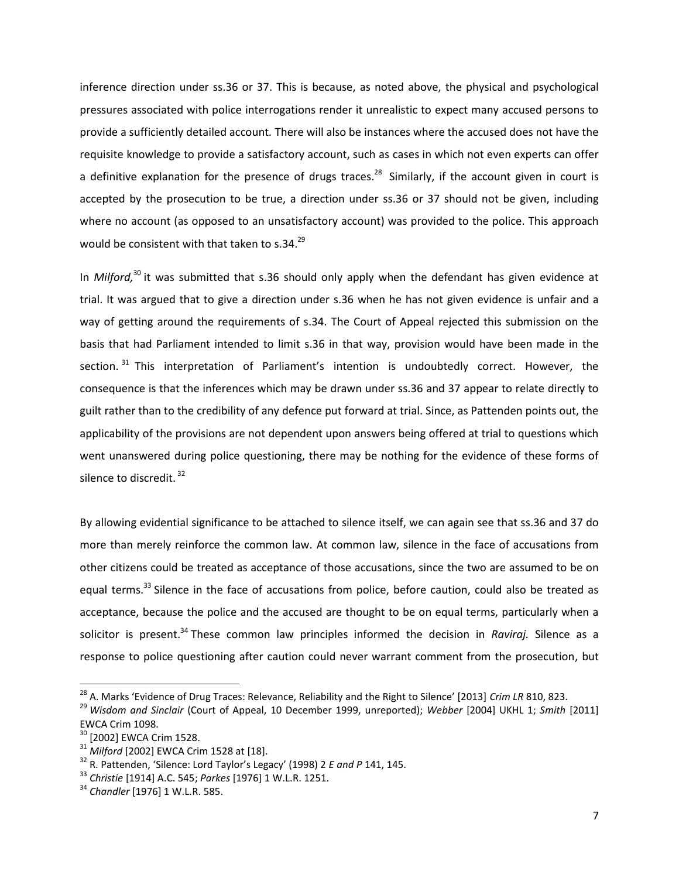inference direction under ss.36 or 37. This is because, as noted above, the physical and psychological pressures associated with police interrogations render it unrealistic to expect many accused persons to provide a sufficiently detailed account. There will also be instances where the accused does not have the requisite knowledge to provide a satisfactory account, such as cases in which not even experts can offer a definitive explanation for the presence of drugs traces.[28] Similarly, if the account given in court is accepted by the prosecution to be true, a direction under ss.36 or 37 should not be given, including where no account (as opposed to an unsatisfactory account) was provided to the police. This approach would be consistent with that taken to s.34.[29]

In *Milford,*[30] it was submitted that s.36 should only apply when the defendant has given evidence at trial. It was argued that to give a direction under s.36 when he has not given evidence is unfair and a way of getting around the requirements of s.34. The Court of Appeal rejected this submission on the basis that had Parliament intended to limit s.36 in that way, provision would have been made in the section.[31] This interpretation of Parliament's intention is undoubtedly correct. However, the consequence is that the inferences which may be drawn under ss.36 and 37 appear to relate directly to guilt rather than to the credibility of any defence put forward at trial. Since, as Pattenden points out, the applicability of the provisions are not dependent upon answers being offered at trial to questions which went unanswered during police questioning, there may be nothing for the evidence of these forms of silence to discredit.[32]

By allowing evidential significance to be attached to silence itself, we can again see that ss.36 and 37 do more than merely reinforce the common law. At common law, silence in the face of accusations from other citizens could be treated as acceptance of those accusations, since the two are assumed to be on equal terms.[33] Silence in the face of accusations from police, before caution, could also be treated as acceptance, because the police and the accused are thought to be on equal terms, particularly when a solicitor is present.[34] These common law principles informed the decision in *Raviraj.* Silence as a response to police questioning after caution could never warrant comment from the prosecution, but

---

[28] A. Marks 'Evidence of Drug Traces: Relevance, Reliability and the Right to Silence' [2013] *Crim LR* 810, 823.

[29] *Wisdom and Sinclair* (Court of Appeal, 10 December 1999, unreported); *Webber* [2004] UKHL 1; *Smith* [2011] EWCA Crim 1098.

[30] [2002] EWCA Crim 1528.

[31] *Milford* [2002] EWCA Crim 1528 at [18].

[32] R. Pattenden, 'Silence: Lord Taylor's Legacy' (1998) 2 *E and P* 141, 145.

[33] *Christie* [1914] A.C. 545; *Parkes* [1976] 1 W.L.R. 1251.

[34] *Chandler* [1976] 1 W.L.R. 585.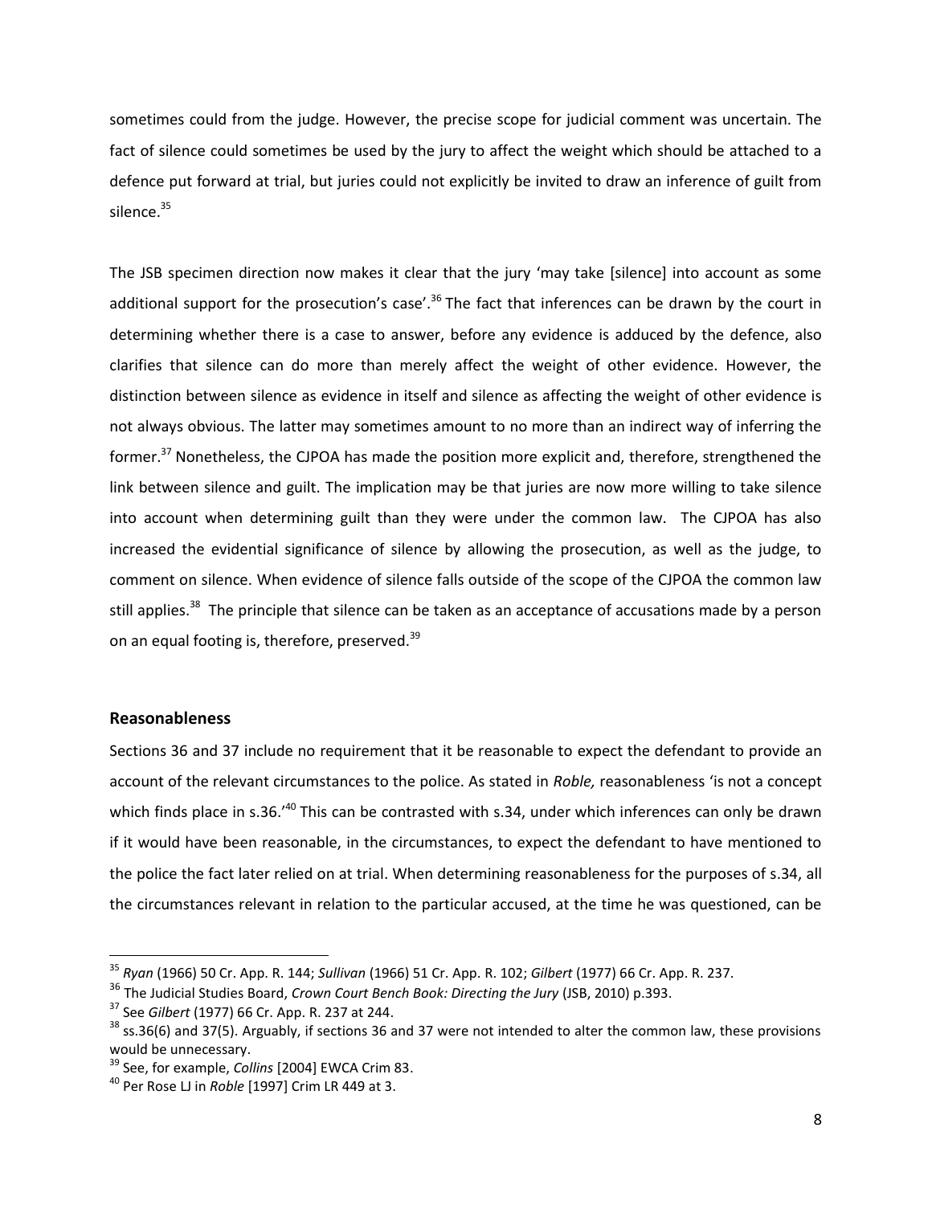sometimes could from the judge. However, the precise scope for judicial comment was uncertain. The fact of silence could sometimes be used by the jury to affect the weight which should be attached to a defence put forward at trial, but juries could not explicitly be invited to draw an inference of guilt from silence.[35]

The JSB specimen direction now makes it clear that the jury 'may take [silence] into account as some additional support for the prosecution's case'.[36] The fact that inferences can be drawn by the court in determining whether there is a case to answer, before any evidence is adduced by the defence, also clarifies that silence can do more than merely affect the weight of other evidence. However, the distinction between silence as evidence in itself and silence as affecting the weight of other evidence is not always obvious. The latter may sometimes amount to no more than an indirect way of inferring the former.[37] Nonetheless, the CJPOA has made the position more explicit and, therefore, strengthened the link between silence and guilt. The implication may be that juries are now more willing to take silence into account when determining guilt than they were under the common law. The CJPOA has also increased the evidential significance of silence by allowing the prosecution, as well as the judge, to comment on silence. When evidence of silence falls outside of the scope of the CJPOA the common law still applies.[38] The principle that silence can be taken as an acceptance of accusations made by a person on an equal footing is, therefore, preserved.[39]

### Reasonableness

Sections 36 and 37 include no requirement that it be reasonable to expect the defendant to provide an account of the relevant circumstances to the police. As stated in *Roble,* reasonableness 'is not a concept which finds place in s.36.'[40] This can be contrasted with s.34, under which inferences can only be drawn if it would have been reasonable, in the circumstances, to expect the defendant to have mentioned to the police the fact later relied on at trial. When determining reasonableness for the purposes of s.34, all the circumstances relevant in relation to the particular accused, at the time he was questioned, can be

---

[35] *Ryan* (1966) 50 Cr. App. R. 144; *Sullivan* (1966) 51 Cr. App. R. 102; *Gilbert* (1977) 66 Cr. App. R. 237.

[36] The Judicial Studies Board, *Crown Court Bench Book: Directing the Jury* (JSB, 2010) p.393.

[37] See *Gilbert* (1977) 66 Cr. App. R. 237 at 244.

[38] ss.36(6) and 37(5). Arguably, if sections 36 and 37 were not intended to alter the common law, these provisions would be unnecessary.

[39] See, for example, *Collins* [2004] EWCA Crim 83.

[40] Per Rose LJ in *Roble* [1997] Crim LR 449 at 3.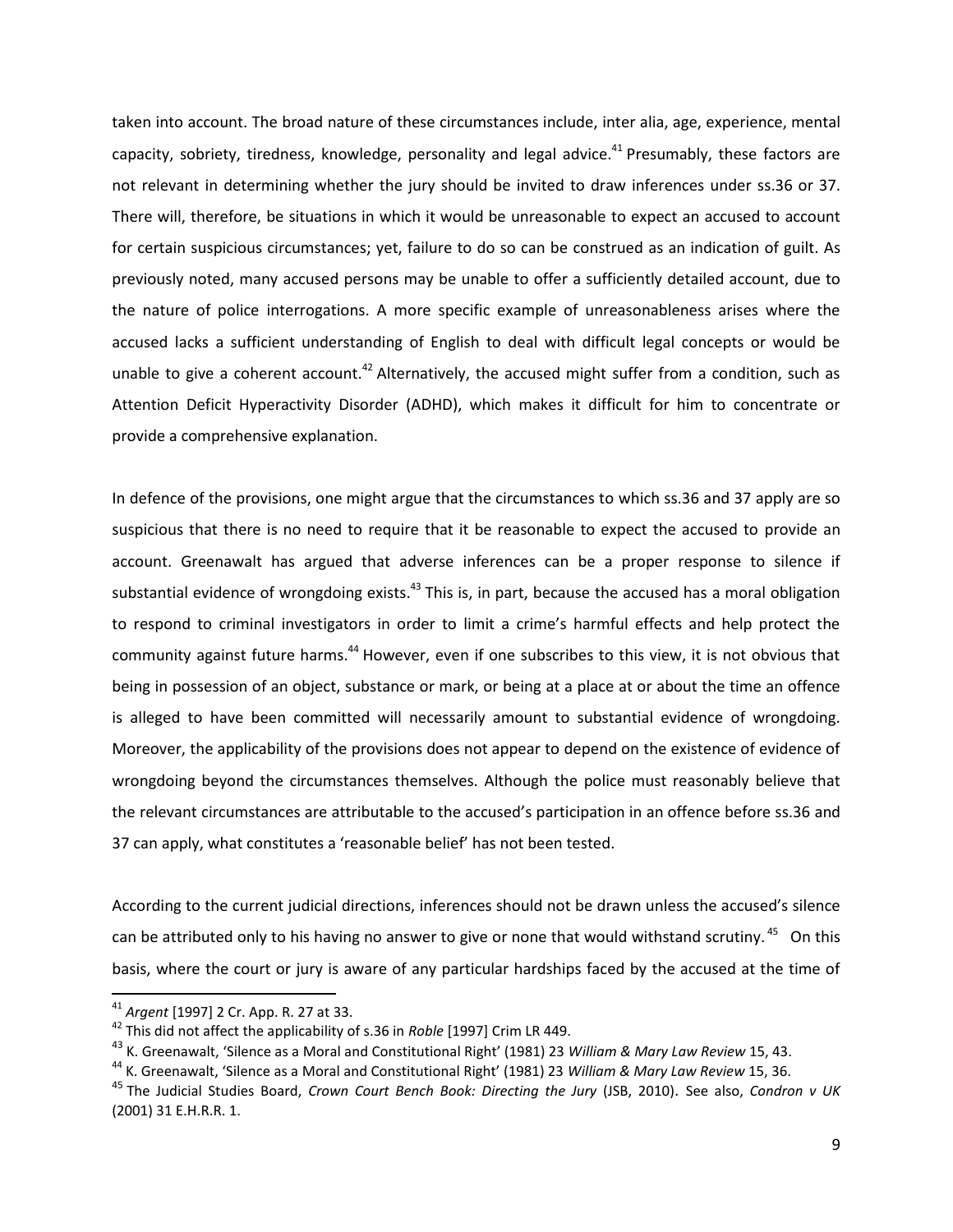taken into account. The broad nature of these circumstances include, inter alia, age, experience, mental capacity, sobriety, tiredness, knowledge, personality and legal advice.[41] Presumably, these factors are not relevant in determining whether the jury should be invited to draw inferences under ss.36 or 37. There will, therefore, be situations in which it would be unreasonable to expect an accused to account for certain suspicious circumstances; yet, failure to do so can be construed as an indication of guilt. As previously noted, many accused persons may be unable to offer a sufficiently detailed account, due to the nature of police interrogations. A more specific example of unreasonableness arises where the accused lacks a sufficient understanding of English to deal with difficult legal concepts or would be unable to give a coherent account.[42] Alternatively, the accused might suffer from a condition, such as Attention Deficit Hyperactivity Disorder (ADHD), which makes it difficult for him to concentrate or provide a comprehensive explanation.

In defence of the provisions, one might argue that the circumstances to which ss.36 and 37 apply are so suspicious that there is no need to require that it be reasonable to expect the accused to provide an account. Greenawalt has argued that adverse inferences can be a proper response to silence if substantial evidence of wrongdoing exists.[43] This is, in part, because the accused has a moral obligation to respond to criminal investigators in order to limit a crime's harmful effects and help protect the community against future harms.[44] However, even if one subscribes to this view, it is not obvious that being in possession of an object, substance or mark, or being at a place at or about the time an offence is alleged to have been committed will necessarily amount to substantial evidence of wrongdoing. Moreover, the applicability of the provisions does not appear to depend on the existence of evidence of wrongdoing beyond the circumstances themselves. Although the police must reasonably believe that the relevant circumstances are attributable to the accused's participation in an offence before ss.36 and 37 can apply, what constitutes a 'reasonable belief' has not been tested.

According to the current judicial directions, inferences should not be drawn unless the accused's silence can be attributed only to his having no answer to give or none that would withstand scrutiny.[45] On this basis, where the court or jury is aware of any particular hardships faced by the accused at the time of

---

[41] *Argent* [1997] 2 Cr. App. R. 27 at 33.

[42] This did not affect the applicability of s.36 in *Roble* [1997] Crim LR 449.

[43] K. Greenawalt, 'Silence as a Moral and Constitutional Right' (1981) 23 *William & Mary Law Review* 15, 43.

[44] K. Greenawalt, 'Silence as a Moral and Constitutional Right' (1981) 23 *William & Mary Law Review* 15, 36.

[45] The Judicial Studies Board, *Crown Court Bench Book: Directing the Jury* (JSB, 2010). See also, *Condron v UK* (2001) 31 E.H.R.R. 1.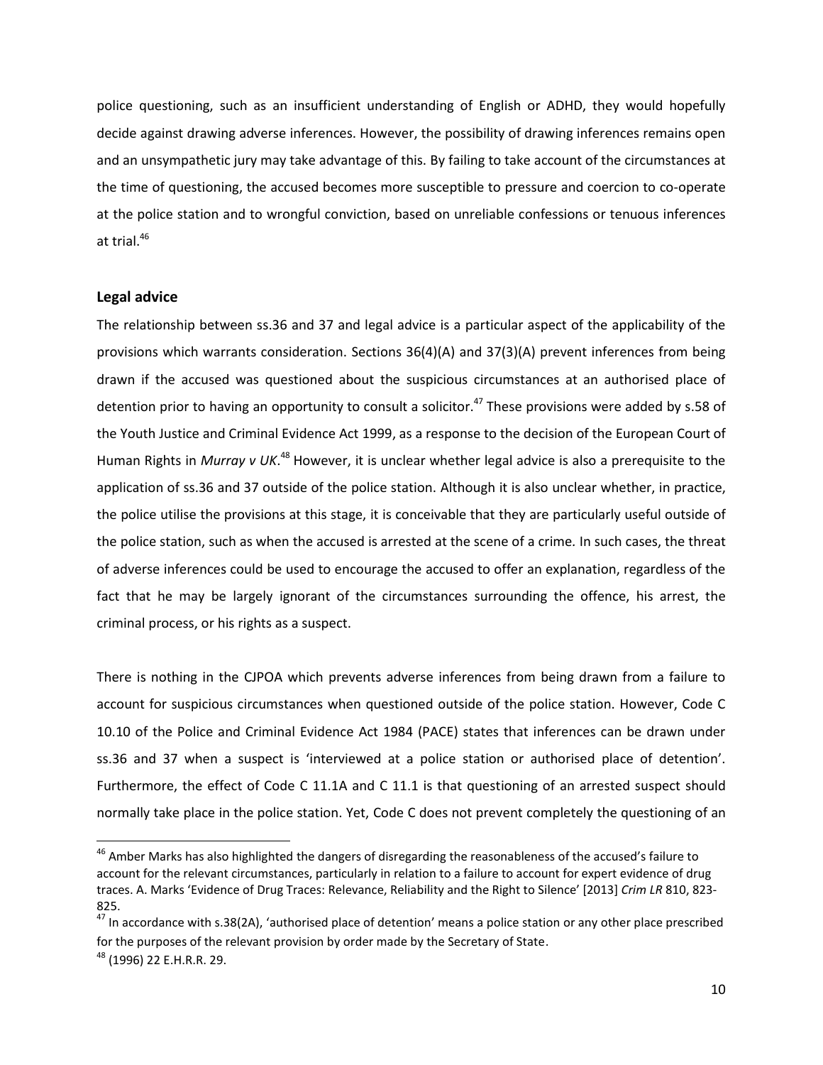police questioning, such as an insufficient understanding of English or ADHD, they would hopefully decide against drawing adverse inferences. However, the possibility of drawing inferences remains open and an unsympathetic jury may take advantage of this. By failing to take account of the circumstances at the time of questioning, the accused becomes more susceptible to pressure and coercion to co-operate at the police station and to wrongful conviction, based on unreliable confessions or tenuous inferences at trial.[46]

## Legal advice

The relationship between ss.36 and 37 and legal advice is a particular aspect of the applicability of the provisions which warrants consideration. Sections 36(4)(A) and 37(3)(A) prevent inferences from being drawn if the accused was questioned about the suspicious circumstances at an authorised place of detention prior to having an opportunity to consult a solicitor.[47] These provisions were added by s.58 of the Youth Justice and Criminal Evidence Act 1999, as a response to the decision of the European Court of Human Rights in *Murray v UK*.[48] However, it is unclear whether legal advice is also a prerequisite to the application of ss.36 and 37 outside of the police station. Although it is also unclear whether, in practice, the police utilise the provisions at this stage, it is conceivable that they are particularly useful outside of the police station, such as when the accused is arrested at the scene of a crime. In such cases, the threat of adverse inferences could be used to encourage the accused to offer an explanation, regardless of the fact that he may be largely ignorant of the circumstances surrounding the offence, his arrest, the criminal process, or his rights as a suspect.

There is nothing in the CJPOA which prevents adverse inferences from being drawn from a failure to account for suspicious circumstances when questioned outside of the police station. However, Code C 10.10 of the Police and Criminal Evidence Act 1984 (PACE) states that inferences can be drawn under ss.36 and 37 when a suspect is 'interviewed at a police station or authorised place of detention'. Furthermore, the effect of Code C 11.1A and C 11.1 is that questioning of an arrested suspect should normally take place in the police station. Yet, Code C does not prevent completely the questioning of an

---

[46] Amber Marks has also highlighted the dangers of disregarding the reasonableness of the accused's failure to account for the relevant circumstances, particularly in relation to a failure to account for expert evidence of drug traces. A. Marks 'Evidence of Drug Traces: Relevance, Reliability and the Right to Silence' [2013] *Crim LR* 810, 823-825.

[47] In accordance with s.38(2A), 'authorised place of detention' means a police station or any other place prescribed for the purposes of the relevant provision by order made by the Secretary of State.

[48] (1996) 22 E.H.R.R. 29.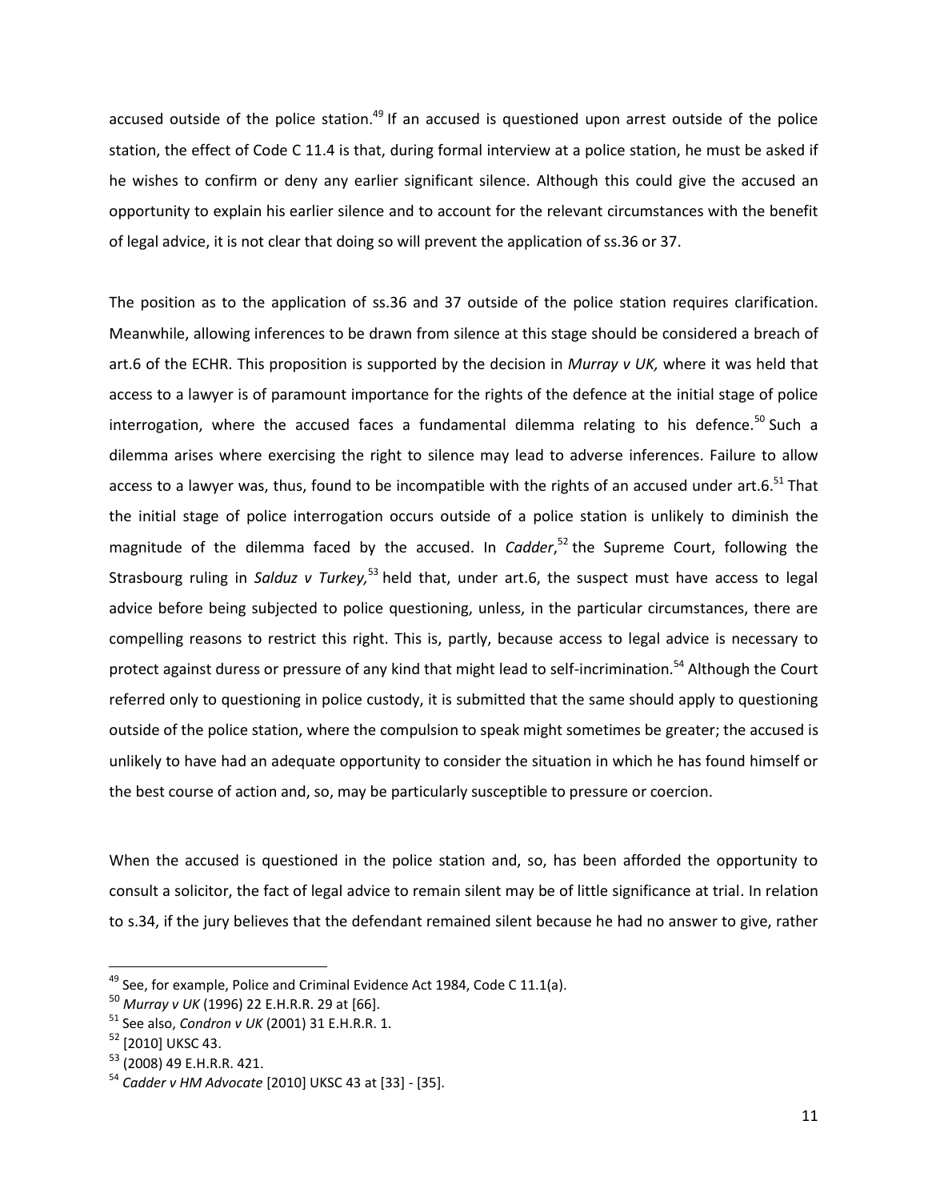accused outside of the police station.[49] If an accused is questioned upon arrest outside of the police station, the effect of Code C 11.4 is that, during formal interview at a police station, he must be asked if he wishes to confirm or deny any earlier significant silence. Although this could give the accused an opportunity to explain his earlier silence and to account for the relevant circumstances with the benefit of legal advice, it is not clear that doing so will prevent the application of ss.36 or 37.

The position as to the application of ss.36 and 37 outside of the police station requires clarification. Meanwhile, allowing inferences to be drawn from silence at this stage should be considered a breach of art.6 of the ECHR. This proposition is supported by the decision in *Murray v UK,* where it was held that access to a lawyer is of paramount importance for the rights of the defence at the initial stage of police interrogation, where the accused faces a fundamental dilemma relating to his defence.[50] Such a dilemma arises where exercising the right to silence may lead to adverse inferences. Failure to allow access to a lawyer was, thus, found to be incompatible with the rights of an accused under art.6.[51] That the initial stage of police interrogation occurs outside of a police station is unlikely to diminish the magnitude of the dilemma faced by the accused. In *Cadder*,[52] the Supreme Court, following the Strasbourg ruling in *Salduz v Turkey,*[53] held that, under art.6, the suspect must have access to legal advice before being subjected to police questioning, unless, in the particular circumstances, there are compelling reasons to restrict this right. This is, partly, because access to legal advice is necessary to protect against duress or pressure of any kind that might lead to self-incrimination.[54] Although the Court referred only to questioning in police custody, it is submitted that the same should apply to questioning outside of the police station, where the compulsion to speak might sometimes be greater; the accused is unlikely to have had an adequate opportunity to consider the situation in which he has found himself or the best course of action and, so, may be particularly susceptible to pressure or coercion.

When the accused is questioned in the police station and, so, has been afforded the opportunity to consult a solicitor, the fact of legal advice to remain silent may be of little significance at trial. In relation to s.34, if the jury believes that the defendant remained silent because he had no answer to give, rather

---

[49] See, for example, Police and Criminal Evidence Act 1984, Code C 11.1(a).

[50] *Murray v UK* (1996) 22 E.H.R.R. 29 at [66].

[51] See also, *Condron v UK* (2001) 31 E.H.R.R. 1.

[52] [2010] UKSC 43.

[53] (2008) 49 E.H.R.R. 421.

[54] *Cadder v HM Advocate* [2010] UKSC 43 at [33] - [35].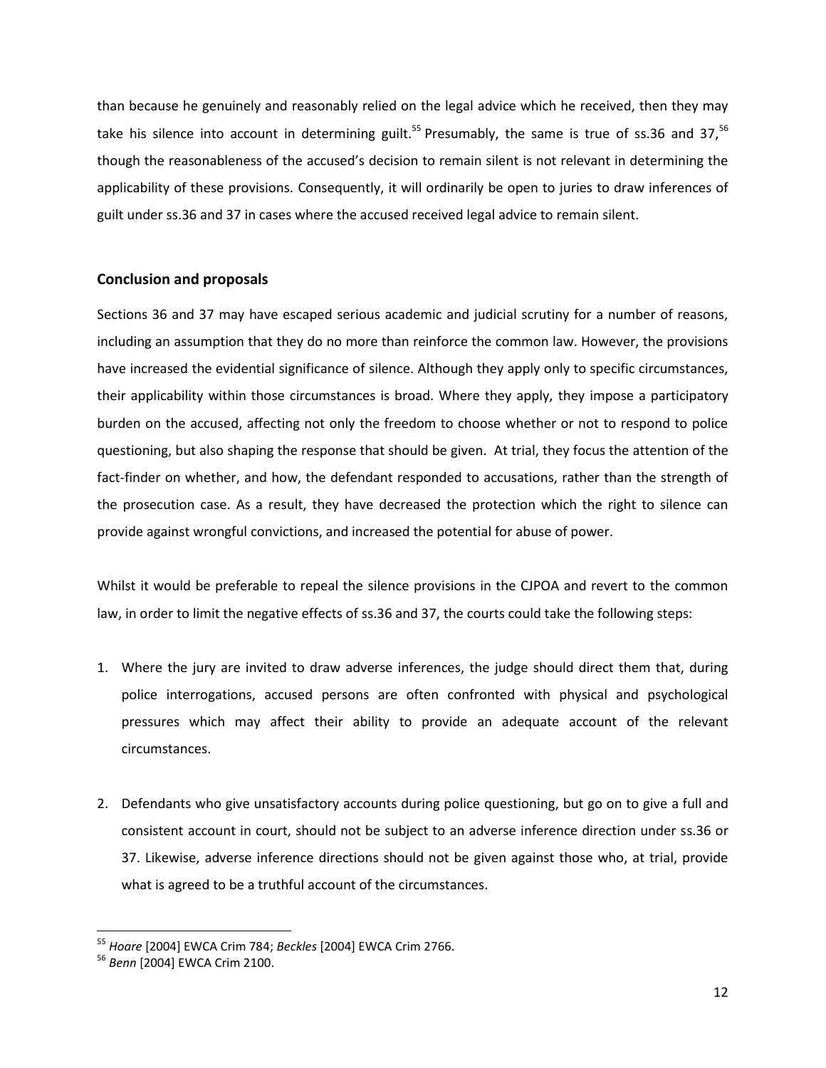than because he genuinely and reasonably relied on the legal advice which he received, then they may take his silence into account in determining guilt.[55] Presumably, the same is true of ss.36 and 37,[56] though the reasonableness of the accused's decision to remain silent is not relevant in determining the applicability of these provisions. Consequently, it will ordinarily be open to juries to draw inferences of guilt under ss.36 and 37 in cases where the accused received legal advice to remain silent.

## Conclusion and proposals

Sections 36 and 37 may have escaped serious academic and judicial scrutiny for a number of reasons, including an assumption that they do no more than reinforce the common law. However, the provisions have increased the evidential significance of silence. Although they apply only to specific circumstances, their applicability within those circumstances is broad. Where they apply, they impose a participatory burden on the accused, affecting not only the freedom to choose whether or not to respond to police questioning, but also shaping the response that should be given. At trial, they focus the attention of the fact-finder on whether, and how, the defendant responded to accusations, rather than the strength of the prosecution case. As a result, they have decreased the protection which the right to silence can provide against wrongful convictions, and increased the potential for abuse of power.

Whilst it would be preferable to repeal the silence provisions in the CJPOA and revert to the common law, in order to limit the negative effects of ss.36 and 37, the courts could take the following steps:

1. Where the jury are invited to draw adverse inferences, the judge should direct them that, during police interrogations, accused persons are often confronted with physical and psychological pressures which may affect their ability to provide an adequate account of the relevant circumstances.

2. Defendants who give unsatisfactory accounts during police questioning, but go on to give a full and consistent account in court, should not be subject to an adverse inference direction under ss.36 or 37. Likewise, adverse inference directions should not be given against those who, at trial, provide what is agreed to be a truthful account of the circumstances.

---

[55] *Hoare* [2004] EWCA Crim 784; *Beckles* [2004] EWCA Crim 2766.

[56] *Benn* [2004] EWCA Crim 2100.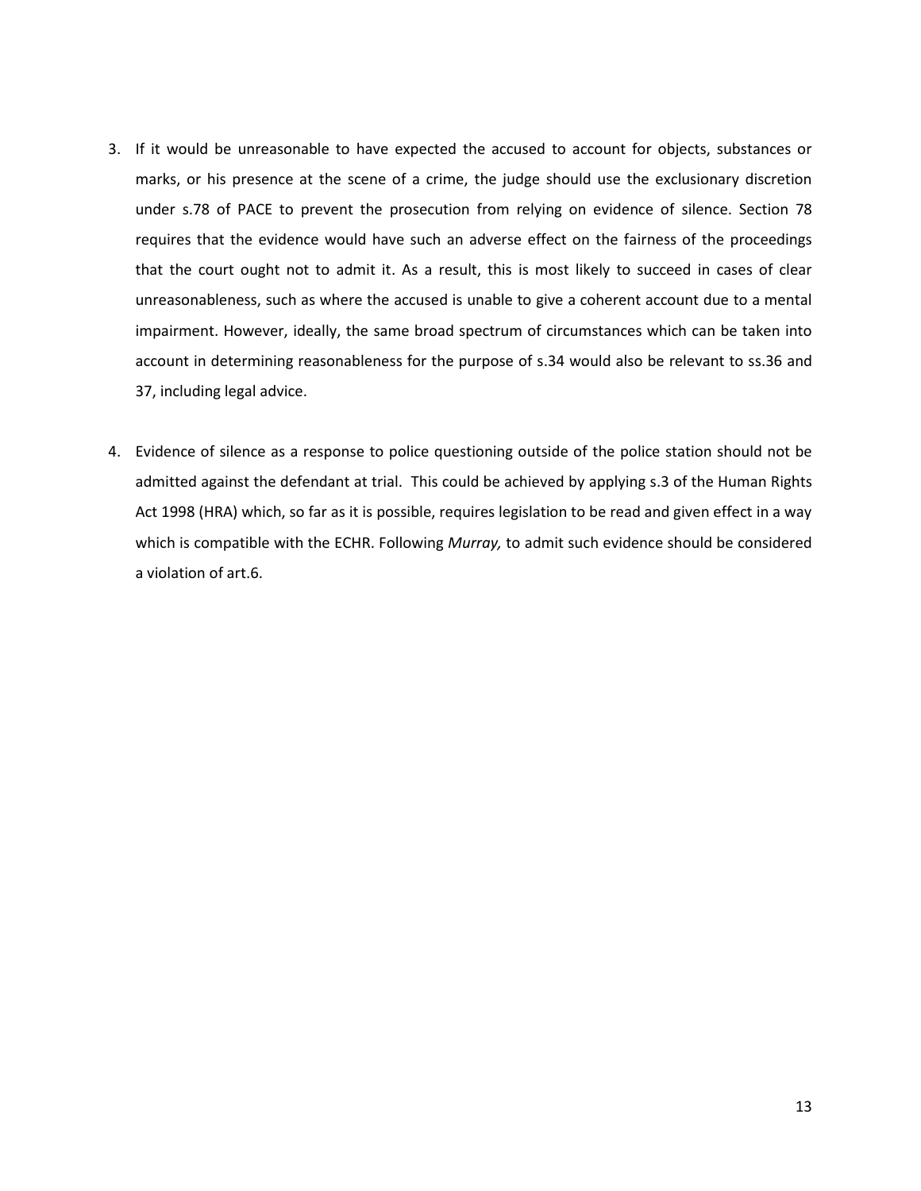3. If it would be unreasonable to have expected the accused to account for objects, substances or marks, or his presence at the scene of a crime, the judge should use the exclusionary discretion under s.78 of PACE to prevent the prosecution from relying on evidence of silence. Section 78 requires that the evidence would have such an adverse effect on the fairness of the proceedings that the court ought not to admit it. As a result, this is most likely to succeed in cases of clear unreasonableness, such as where the accused is unable to give a coherent account due to a mental impairment. However, ideally, the same broad spectrum of circumstances which can be taken into account in determining reasonableness for the purpose of s.34 would also be relevant to ss.36 and 37, including legal advice.

4. Evidence of silence as a response to police questioning outside of the police station should not be admitted against the defendant at trial. This could be achieved by applying s.3 of the Human Rights Act 1998 (HRA) which, so far as it is possible, requires legislation to be read and given effect in a way which is compatible with the ECHR. Following *Murray,* to admit such evidence should be considered a violation of art.6.